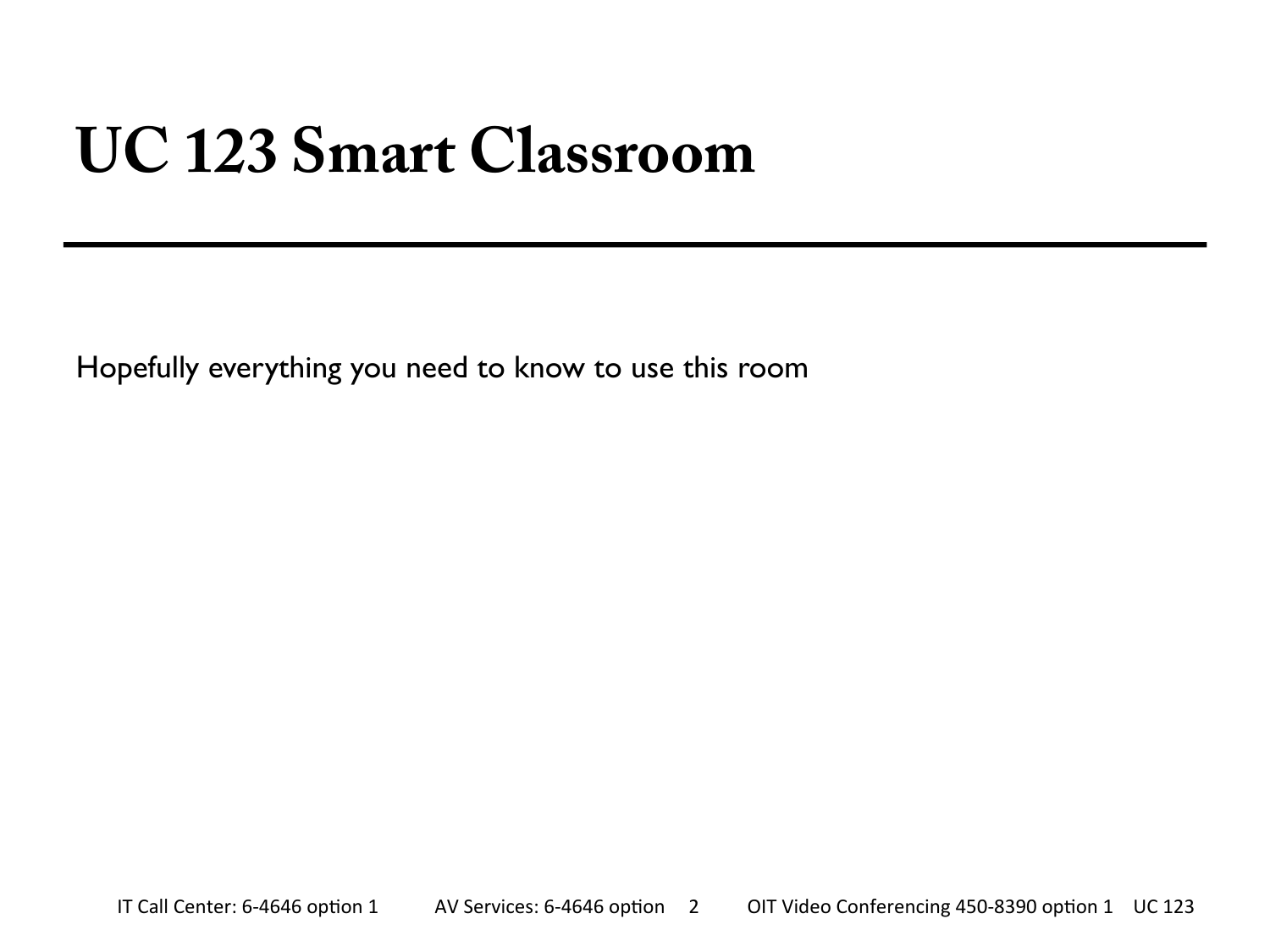# UC 123 Smart Classroom

Hopefully everything you need to know to use this room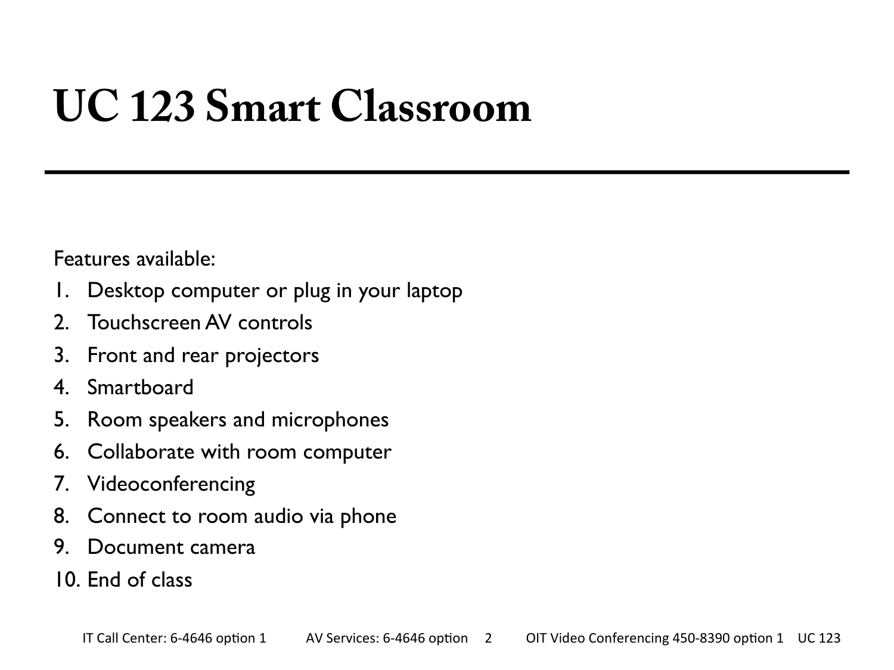# UC 123 Smart Classroom

Features available:

1. Desktop computer or plug in your laptop
2. Touchscreen AV controls
3. Front and rear projectors
4. Smartboard
5. Room speakers and microphones
6. Collaborate with room computer
7. Videoconferencing
8. Connect to room audio via phone
9. Document camera
10. End of class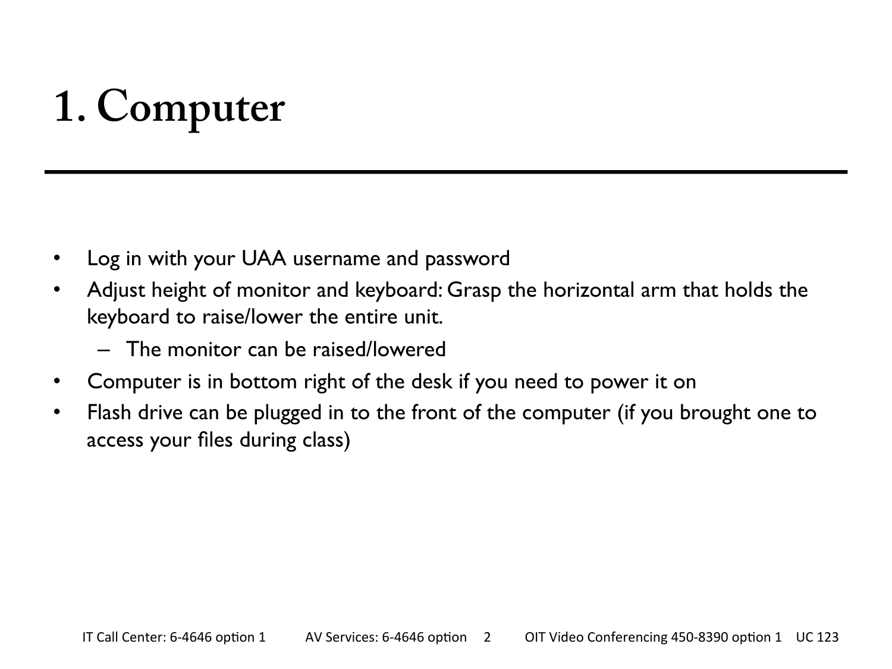# 1. Computer

- Log in with your UAA username and password
- Adjust height of monitor and keyboard: Grasp the horizontal arm that holds the keyboard to raise/lower the entire unit.
  - The monitor can be raised/lowered
- Computer is in bottom right of the desk if you need to power it on
- Flash drive can be plugged in to the front of the computer (if you brought one to access your files during class)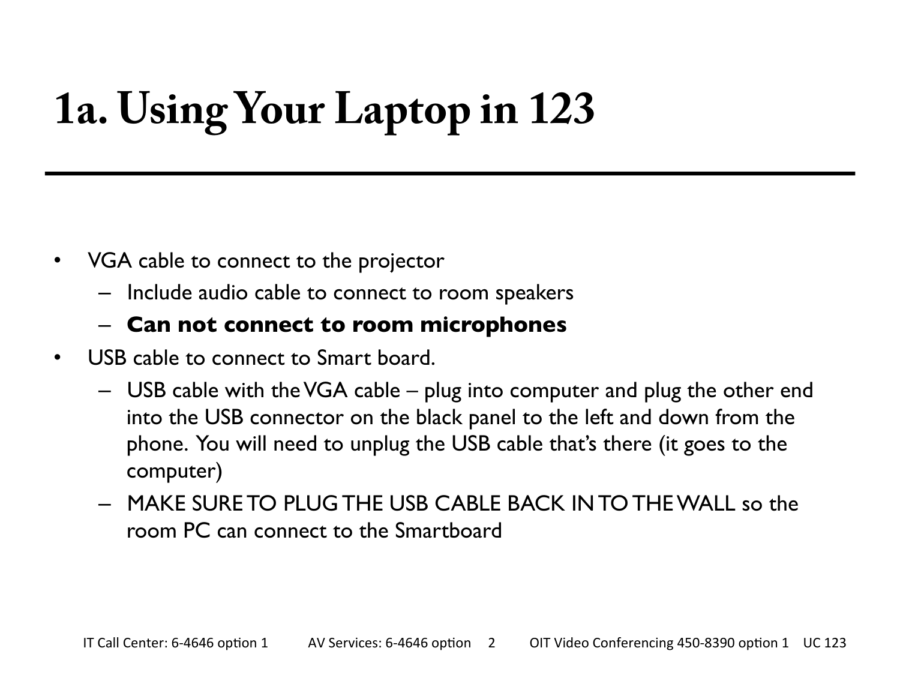# 1a. Using Your Laptop in 123

- VGA cable to connect to the projector
  - Include audio cable to connect to room speakers
  - **Can not connect to room microphones**
- USB cable to connect to Smart board.
  - USB cable with the VGA cable – plug into computer and plug the other end into the USB connector on the black panel to the left and down from the phone. You will need to unplug the USB cable that's there (it goes to the computer)
  - MAKE SURE TO PLUG THE USB CABLE BACK IN TO THE WALL so the room PC can connect to the Smartboard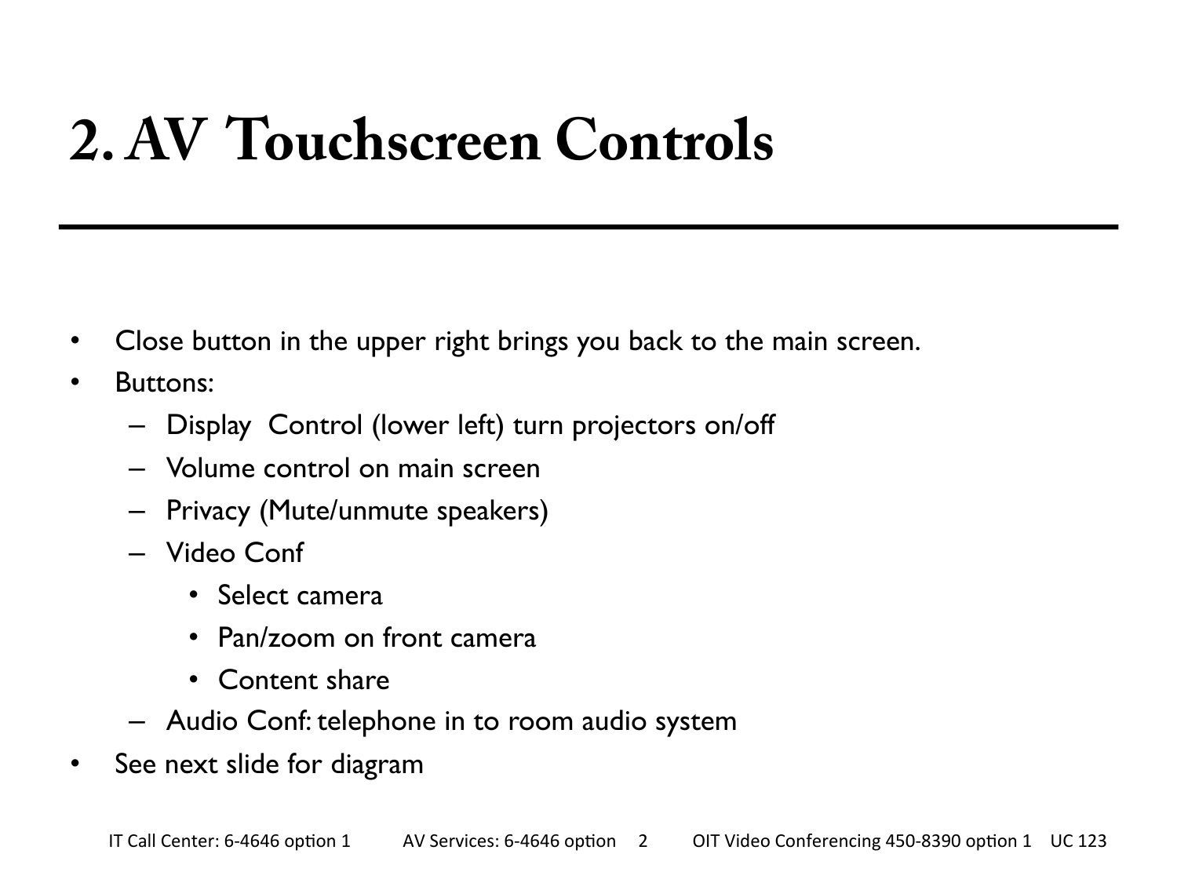# 2. AV Touchscreen Controls

- Close button in the upper right brings you back to the main screen.
- Buttons:
  - Display  Control (lower left) turn projectors on/off
  - Volume control on main screen
  - Privacy (Mute/unmute speakers)
  - Video Conf
    - Select camera
    - Pan/zoom on front camera
    - Content share
  - Audio Conf: telephone in to room audio system
- See next slide for diagram

IT Call Center: 6-4646 option 1 AV Services: 6-4646 option 2 OIT Video Conferencing 450-8390 option 1 UC 123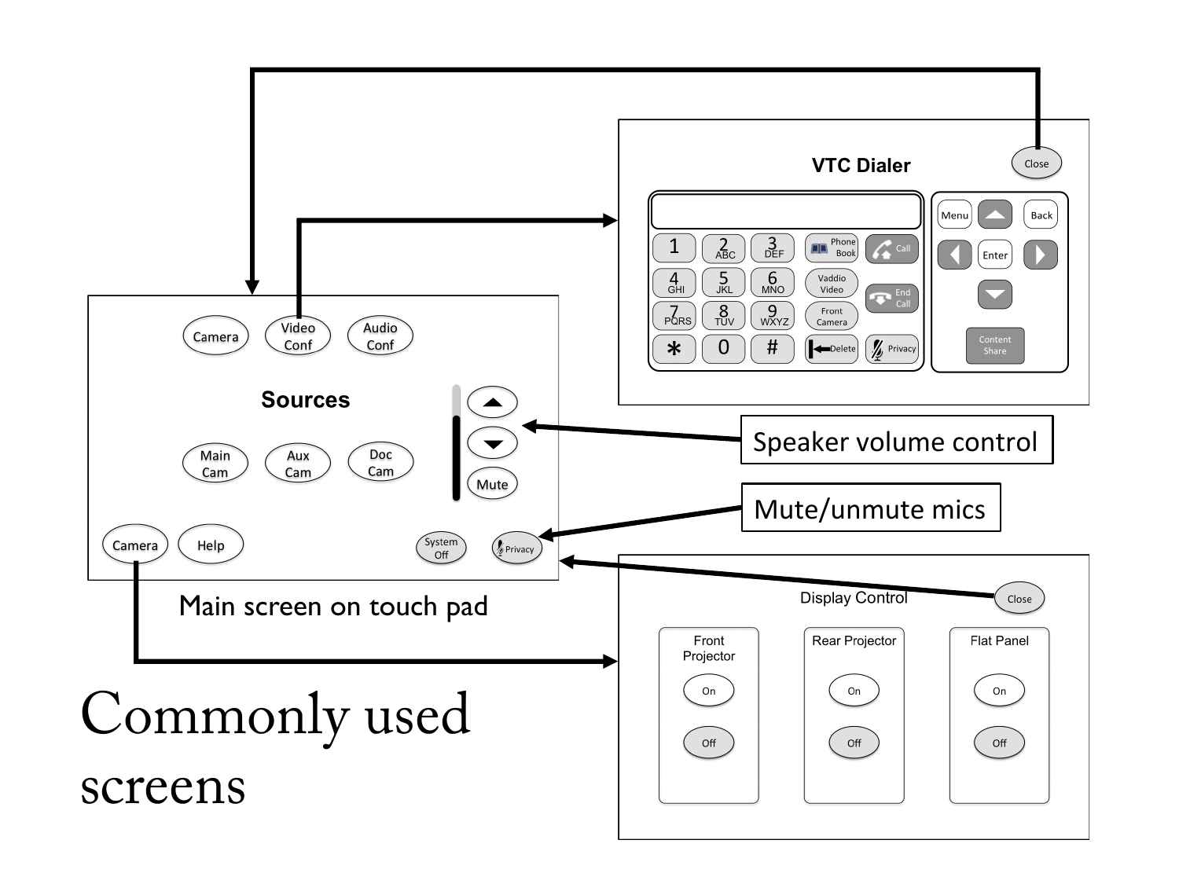# Commonly used screens

**Main screen on touch pad**

- Camera
- Video Conf
- Audio Conf
- Sources
  - Main Cam
  - Aux Cam
  - Doc Cam
- Up / Down / Mute — Speaker volume control
- Camera
- Help
- System Off
- Privacy — Mute/unmute mics

**VTC Dialer**

- Close
- 1, 2 ABC, 3 DEF, 4 GHI, 5 JKL, 6 MNO, 7 PQRS, 8 TUV, 9 WXYZ, *, 0, #
- Phone Book
- Call
- Vaddio Video
- End Call
- Front Camera
- Delete
- Privacy
- Menu, Back, Enter
- Content Share

**Display Control**

- Close

| Front Projector | Rear Projector | Flat Panel |
| --- | --- | --- |
| On | On | On |
| Off | Off | Off |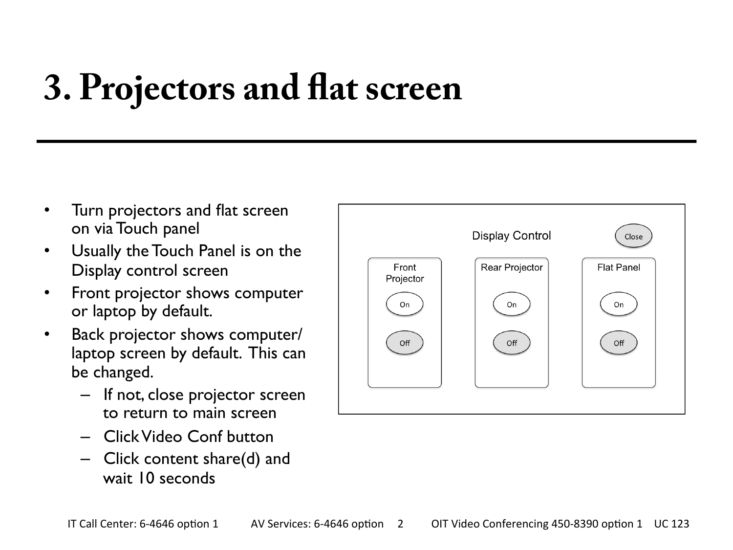# 3. Projectors and flat screen

- Turn projectors and flat screen on via Touch panel
- Usually the Touch Panel is on the Display control screen
- Front projector shows computer or laptop by default.
- Back projector shows computer/ laptop screen by default. This can be changed.
  - If not, close projector screen to return to main screen
  - Click Video Conf button
  - Click content share(d) and wait 10 seconds

Display Control — Close

| Front Projector | Rear Projector | Flat Panel |
|---|---|---|
| On | On | On |
| Off | Off | Off |

IT Call Center: 6-4646 option 1 AV Services: 6-4646 option 2 OIT Video Conferencing 450-8390 option 1 UC 123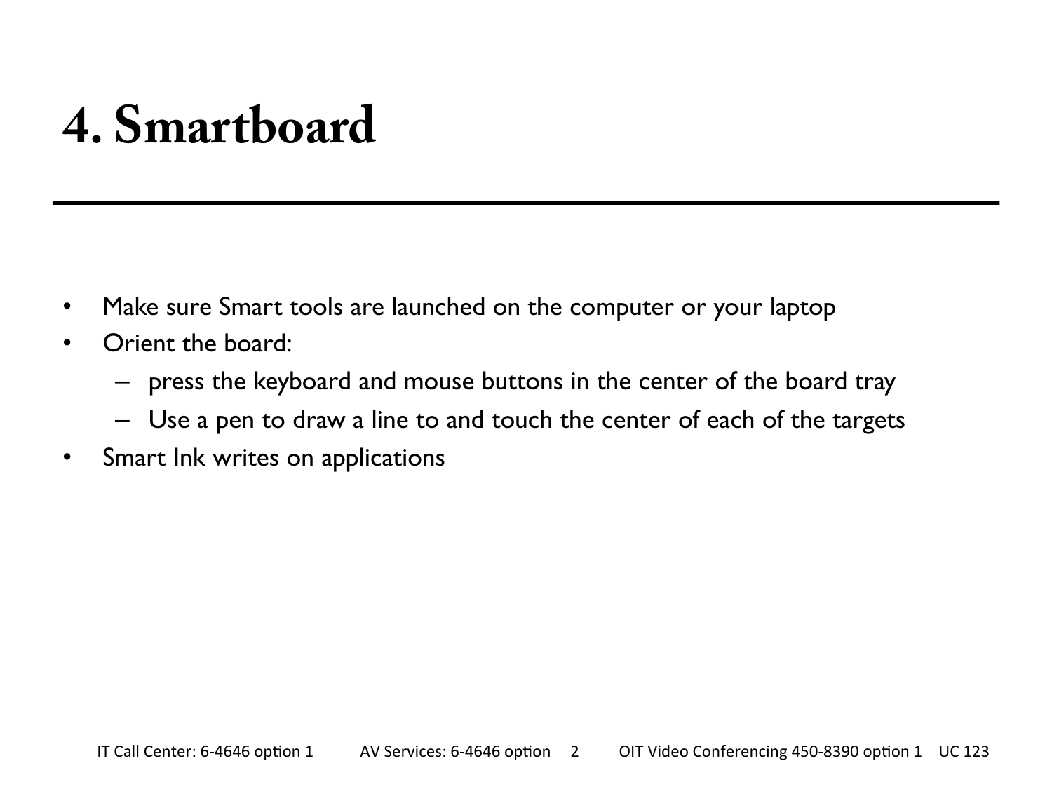# 4. Smartboard

- Make sure Smart tools are launched on the computer or your laptop
- Orient the board:
  - press the keyboard and mouse buttons in the center of the board tray
  - Use a pen to draw a line to and touch the center of each of the targets
- Smart Ink writes on applications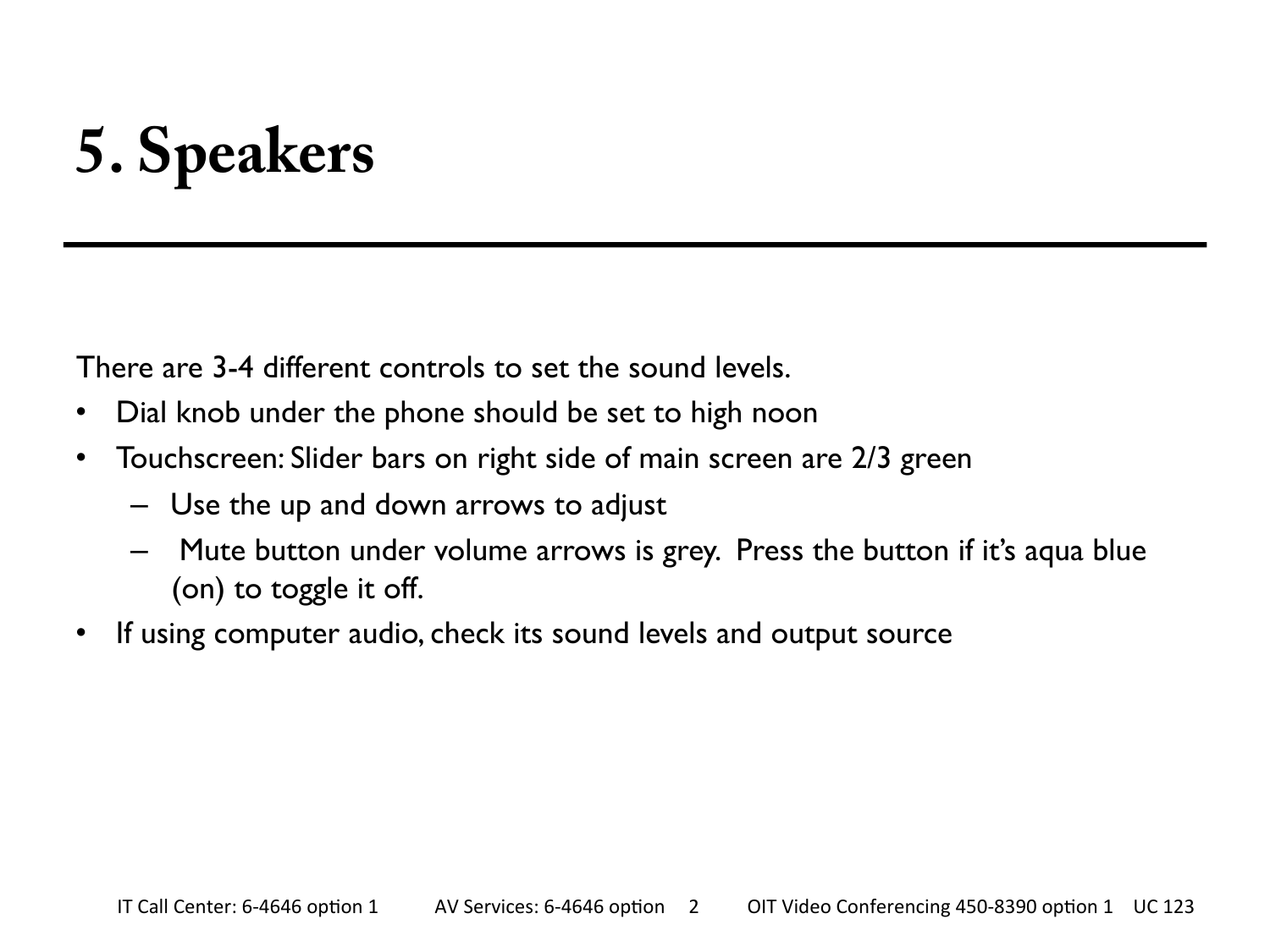# 5. Speakers

There are 3-4 different controls to set the sound levels.

- Dial knob under the phone should be set to high noon
- Touchscreen: Slider bars on right side of main screen are 2/3 green
  - Use the up and down arrows to adjust
  - Mute button under volume arrows is grey. Press the button if it's aqua blue (on) to toggle it off.
- If using computer audio, check its sound levels and output source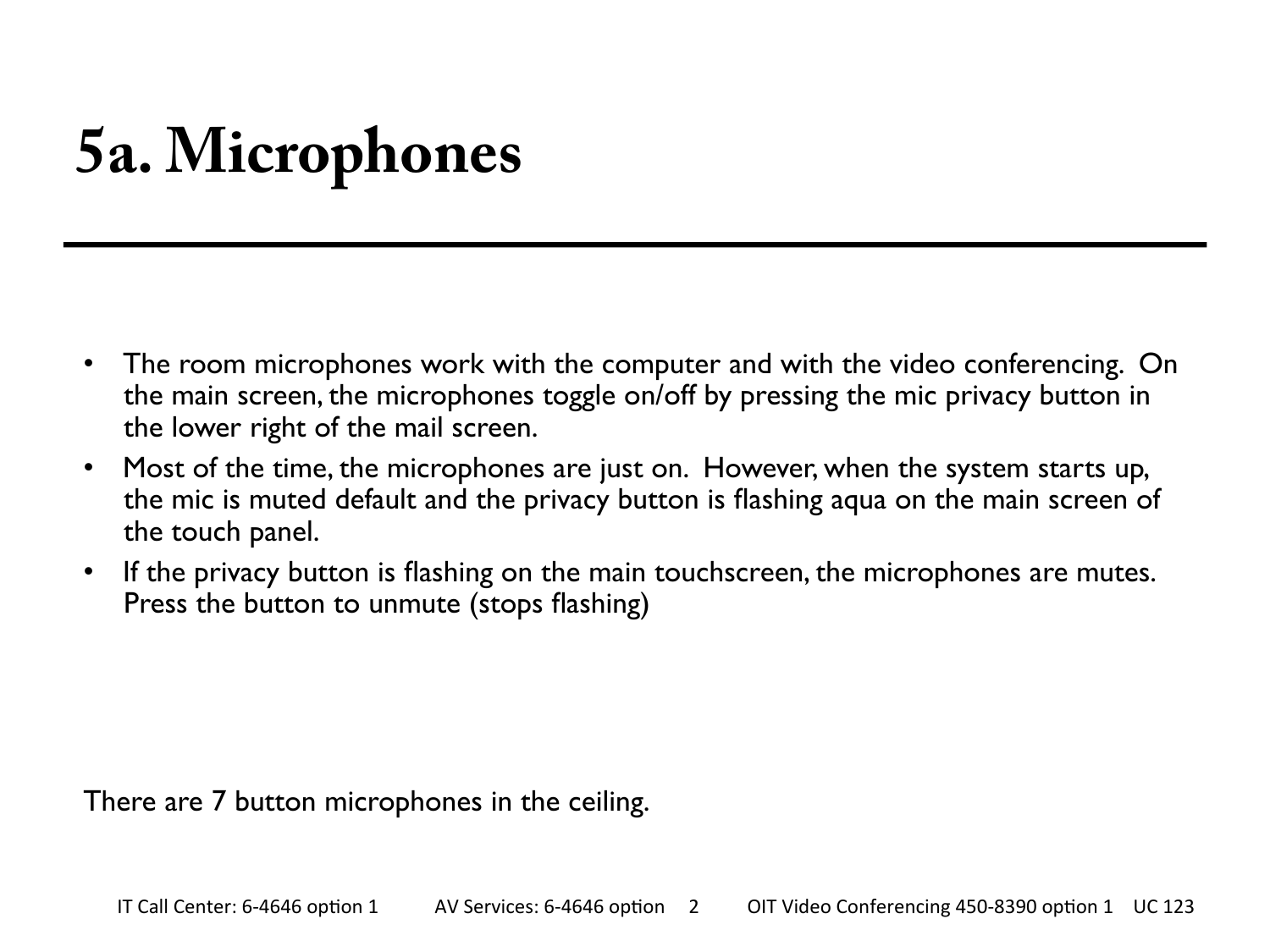# 5a. Microphones

- The room microphones work with the computer and with the video conferencing. On the main screen, the microphones toggle on/off by pressing the mic privacy button in the lower right of the mail screen.
- Most of the time, the microphones are just on. However, when the system starts up, the mic is muted default and the privacy button is flashing aqua on the main screen of the touch panel.
- If the privacy button is flashing on the main touchscreen, the microphones are mutes. Press the button to unmute (stops flashing)

There are 7 button microphones in the ceiling.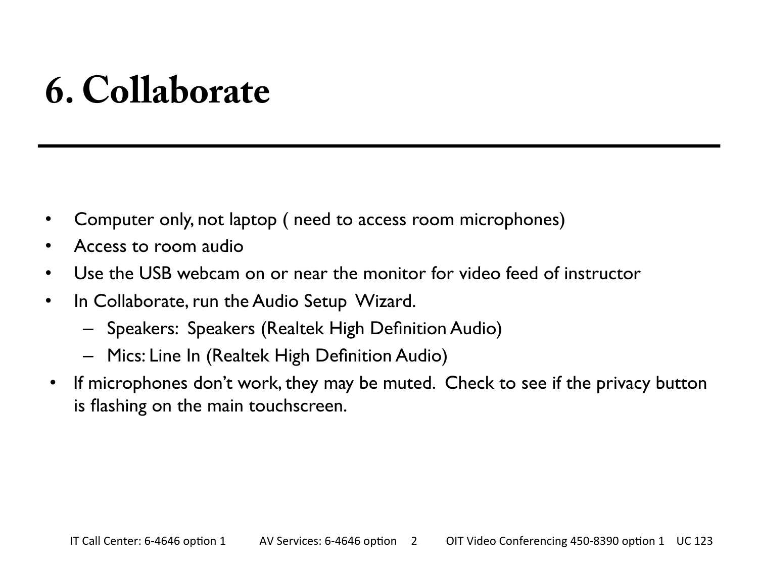# 6. Collaborate

- Computer only, not laptop ( need to access room microphones)
- Access to room audio
- Use the USB webcam on or near the monitor for video feed of instructor
- In Collaborate, run the Audio Setup Wizard.
  - Speakers: Speakers (Realtek High Definition Audio)
  - Mics: Line In (Realtek High Definition Audio)
- If microphones don't work, they may be muted. Check to see if the privacy button is flashing on the main touchscreen.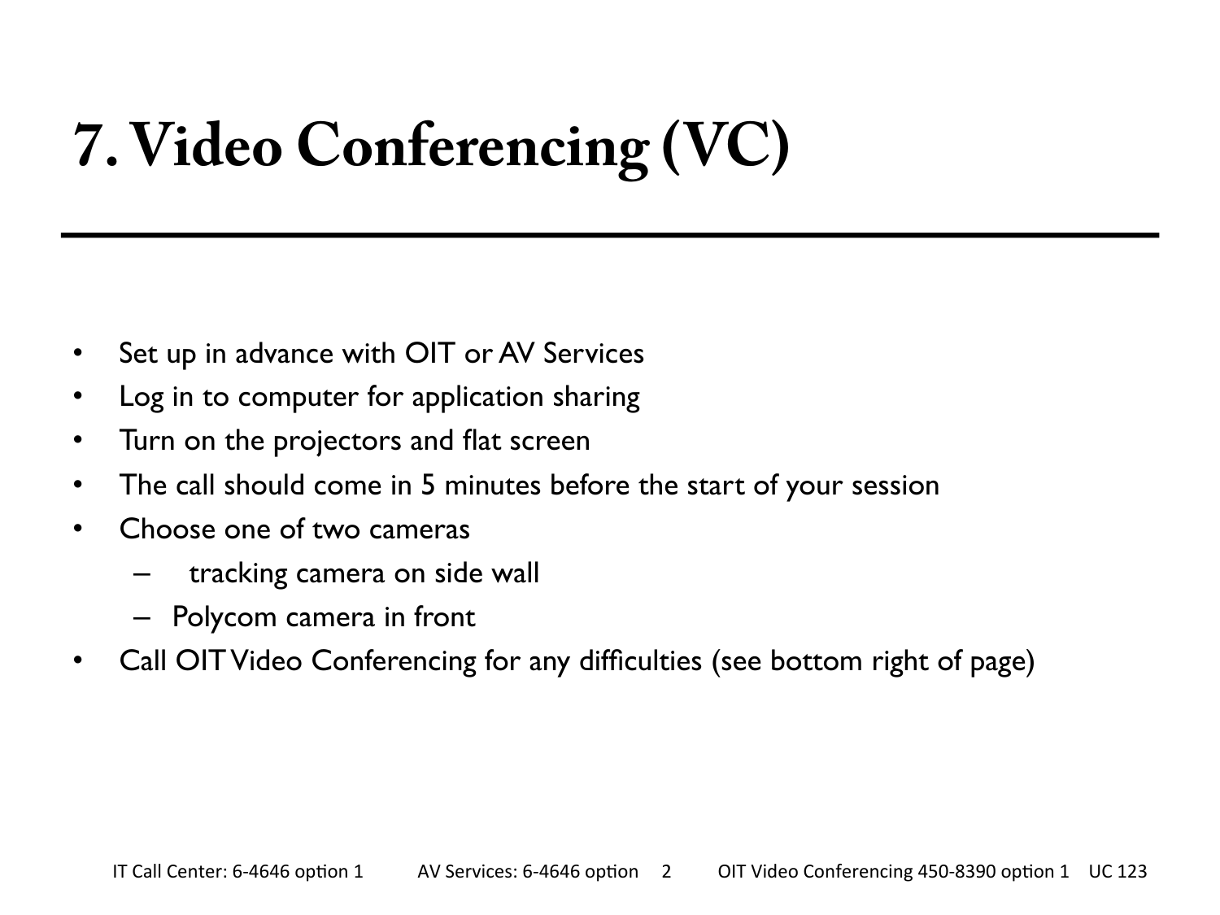# 7. Video Conferencing (VC)

- Set up in advance with OIT or AV Services
- Log in to computer for application sharing
- Turn on the projectors and flat screen
- The call should come in 5 minutes before the start of your session
- Choose one of two cameras
  - tracking camera on side wall
  - Polycom camera in front
- Call OIT Video Conferencing for any difficulties (see bottom right of page)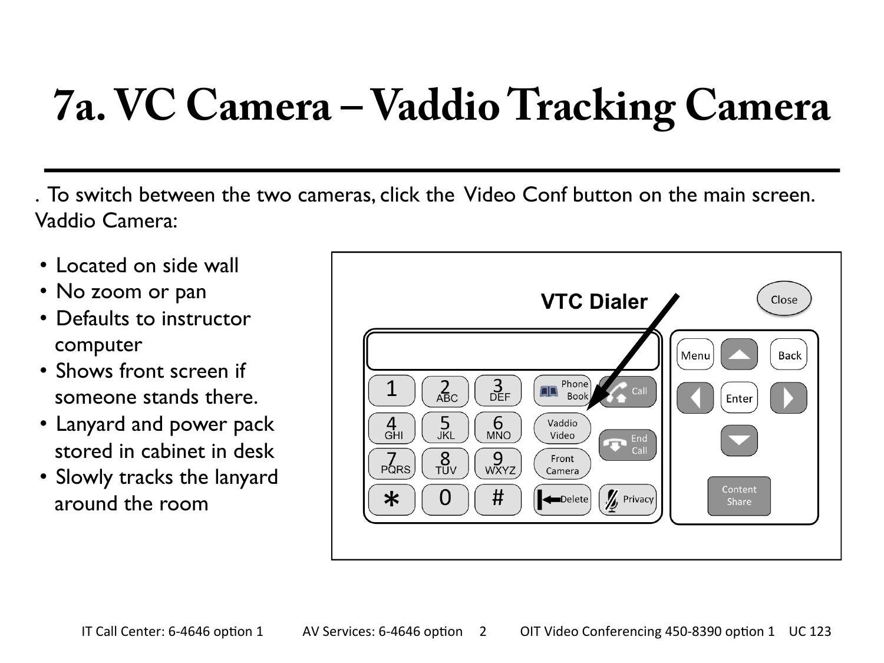# 7a. VC Camera – Vaddio Tracking Camera

. To switch between the two cameras, click the Video Conf button on the main screen. Vaddio Camera:

- Located on side wall
- No zoom or pan
- Defaults to instructor computer
- Shows front screen if someone stands there.
- Lanyard and power pack stored in cabinet in desk
- Slowly tracks the lanyard around the room

VTC Dialer

Close

| 1 | 2 ABC | 3 DEF | Phone Book | Call |
|---|---|---|---|---|
| 4 GHI | 5 JKL | 6 MNO | Vaddio Video | End Call |
| 7 PQRS | 8 TUV | 9 WXYZ | Front Camera | |
| * | 0 | # | Delete | Privacy |

Menu, Back, Enter, Content Share

IT Call Center: 6-4646 option 1 AV Services: 6-4646 option 2 OIT Video Conferencing 450-8390 option 1 UC 123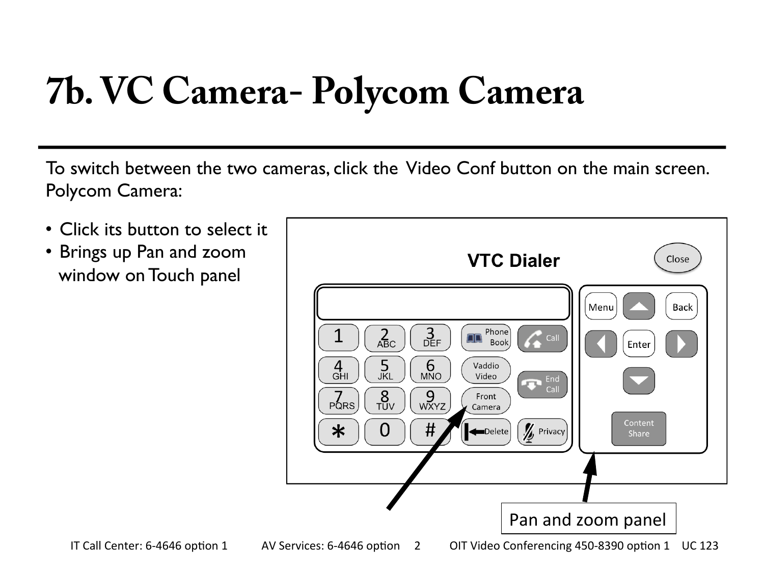# 7b. VC Camera- Polycom Camera

To switch between the two cameras, click the Video Conf button on the main screen. Polycom Camera:

- Click its button to select it
- Brings up Pan and zoom window on Touch panel

VTC Dialer

Close

| 1 | 2 ABC | 3 DEF | Phone Book | Call |
|---|---|---|---|---|
| 4 GHI | 5 JKL | 6 MNO | Vaddio Video | End Call |
| 7 PQRS | 8 TUV | 9 WXYZ | Front Camera | |
| * | 0 | # | Delete | Privacy |

Menu | Back | Enter | Content Share

Pan and zoom panel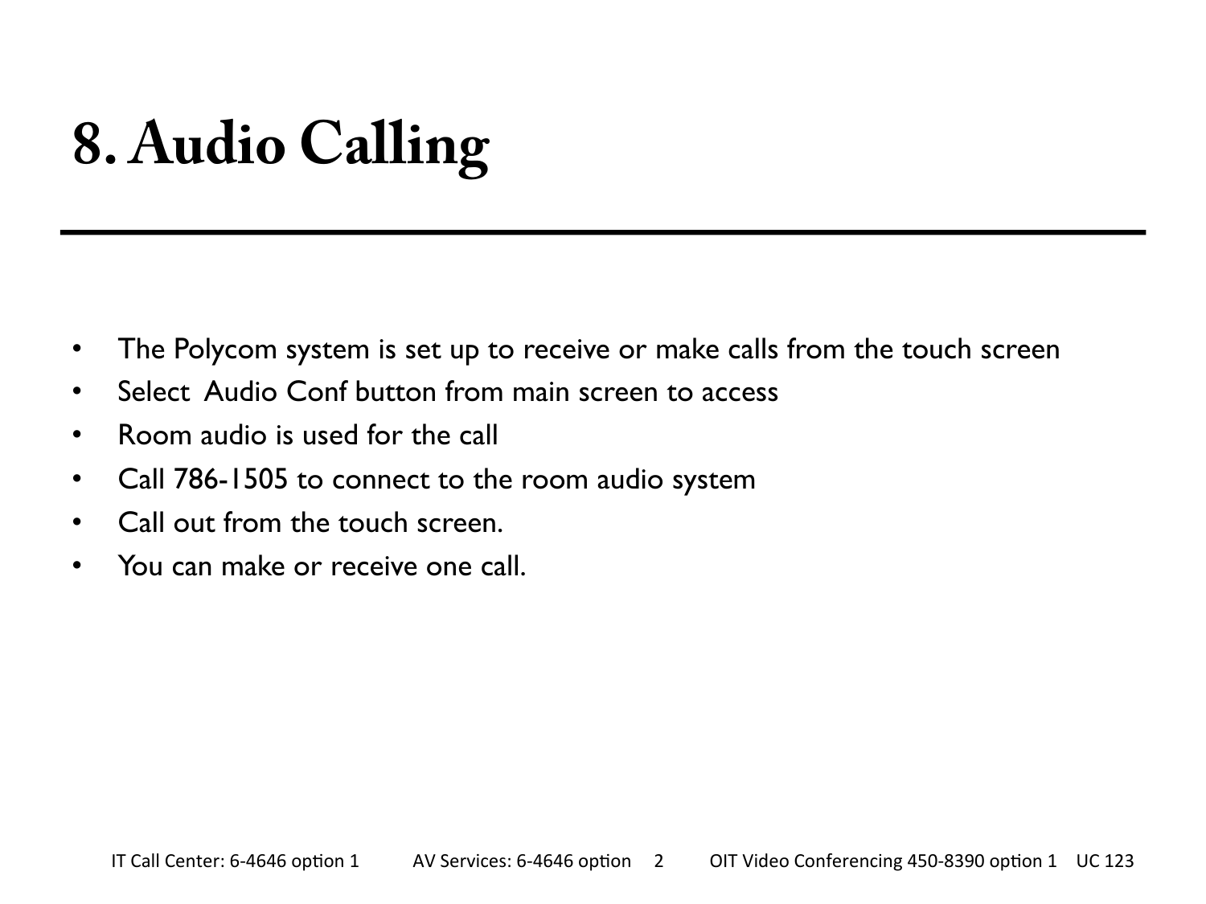# 8. Audio Calling

- The Polycom system is set up to receive or make calls from the touch screen
- Select Audio Conf button from main screen to access
- Room audio is used for the call
- Call 786-1505 to connect to the room audio system
- Call out from the touch screen.
- You can make or receive one call.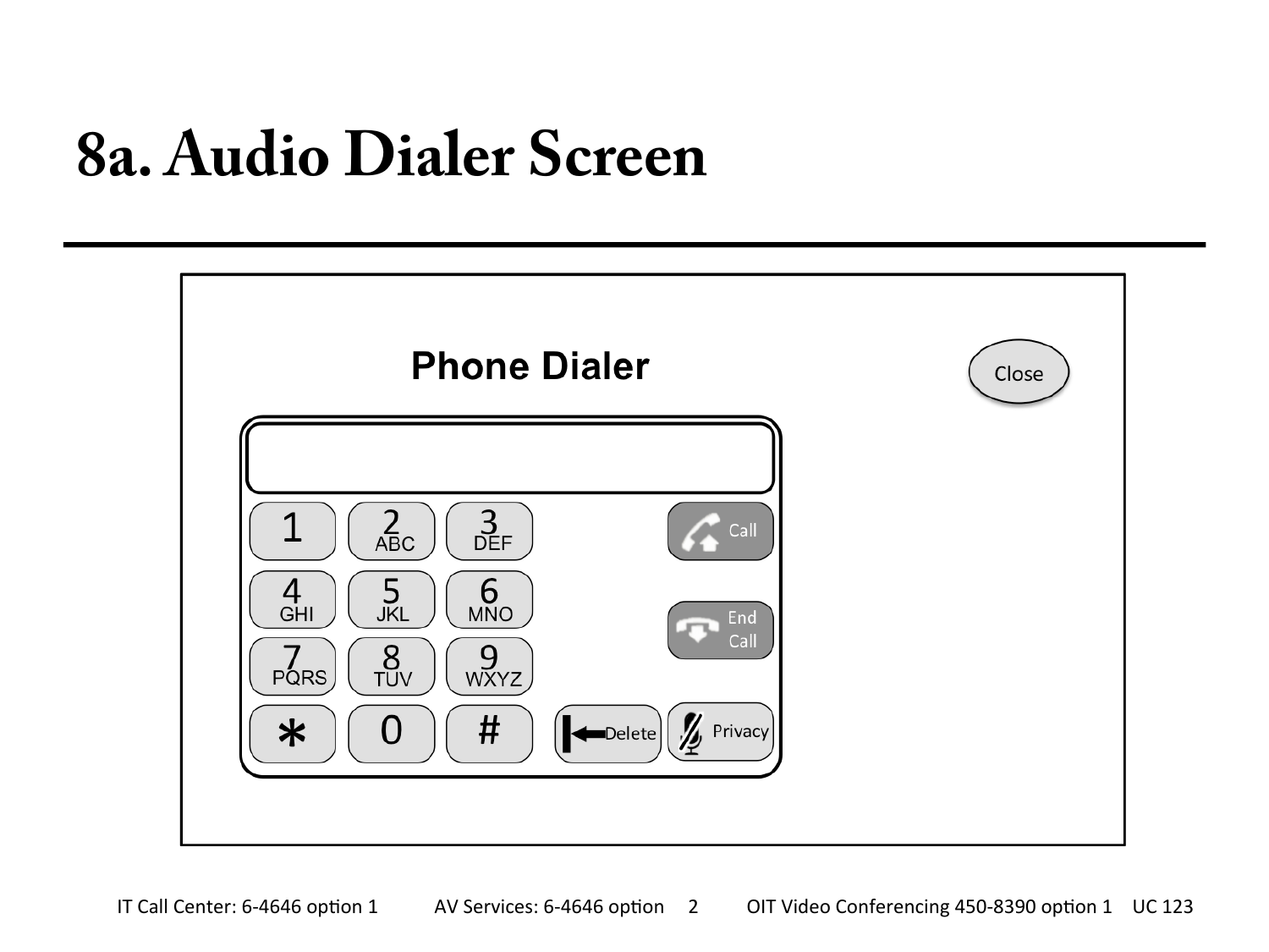# 8a. Audio Dialer Screen

**Phone Dialer**

Close

| | | | | |
|---|---|---|---|---|
| 1 | 2 ABC | 3 DEF | | Call |
| 4 GHI | 5 JKL | 6 MNO | | End Call |
| 7 PQRS | 8 TUV | 9 WXYZ | | |
| * | 0 | # | Delete | Privacy |

IT Call Center: 6-4646 option 1 AV Services: 6-4646 option 2 OIT Video Conferencing 450-8390 option 1 UC 123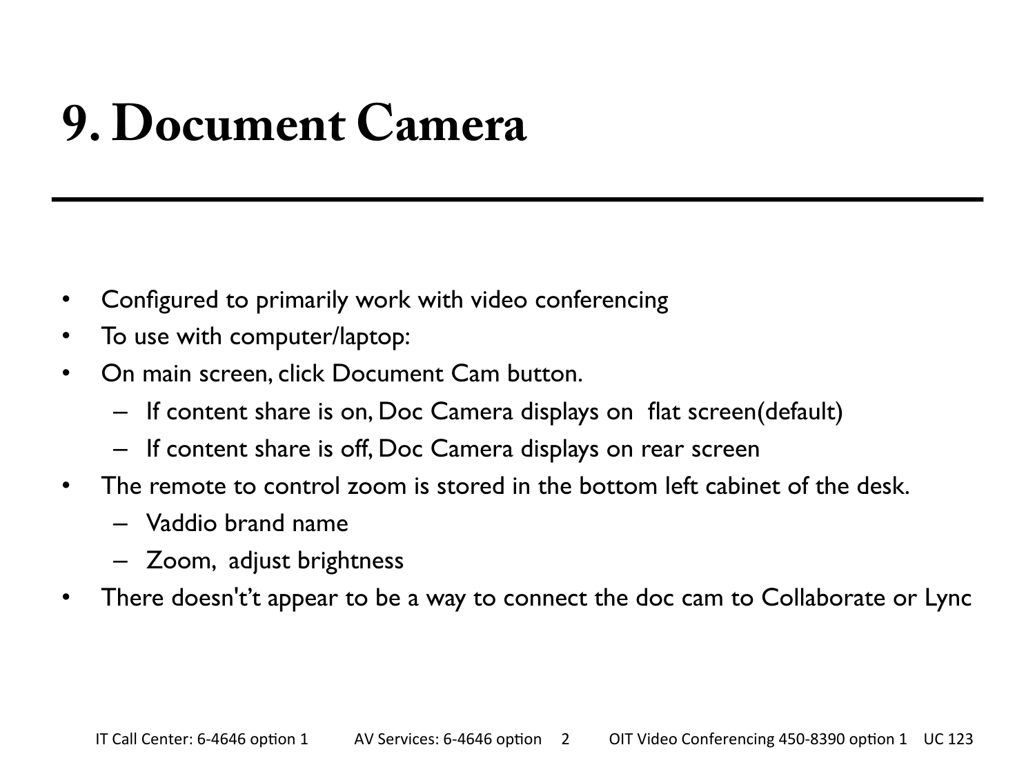# 9. Document Camera

- Configured to primarily work with video conferencing
- To use with computer/laptop:
- On main screen, click Document Cam button.
  - If content share is on, Doc Camera displays on flat screen(default)
  - If content share is off, Doc Camera displays on rear screen
- The remote to control zoom is stored in the bottom left cabinet of the desk.
  - Vaddio brand name
  - Zoom, adjust brightness
- There doesn't't appear to be a way to connect the doc cam to Collaborate or Lync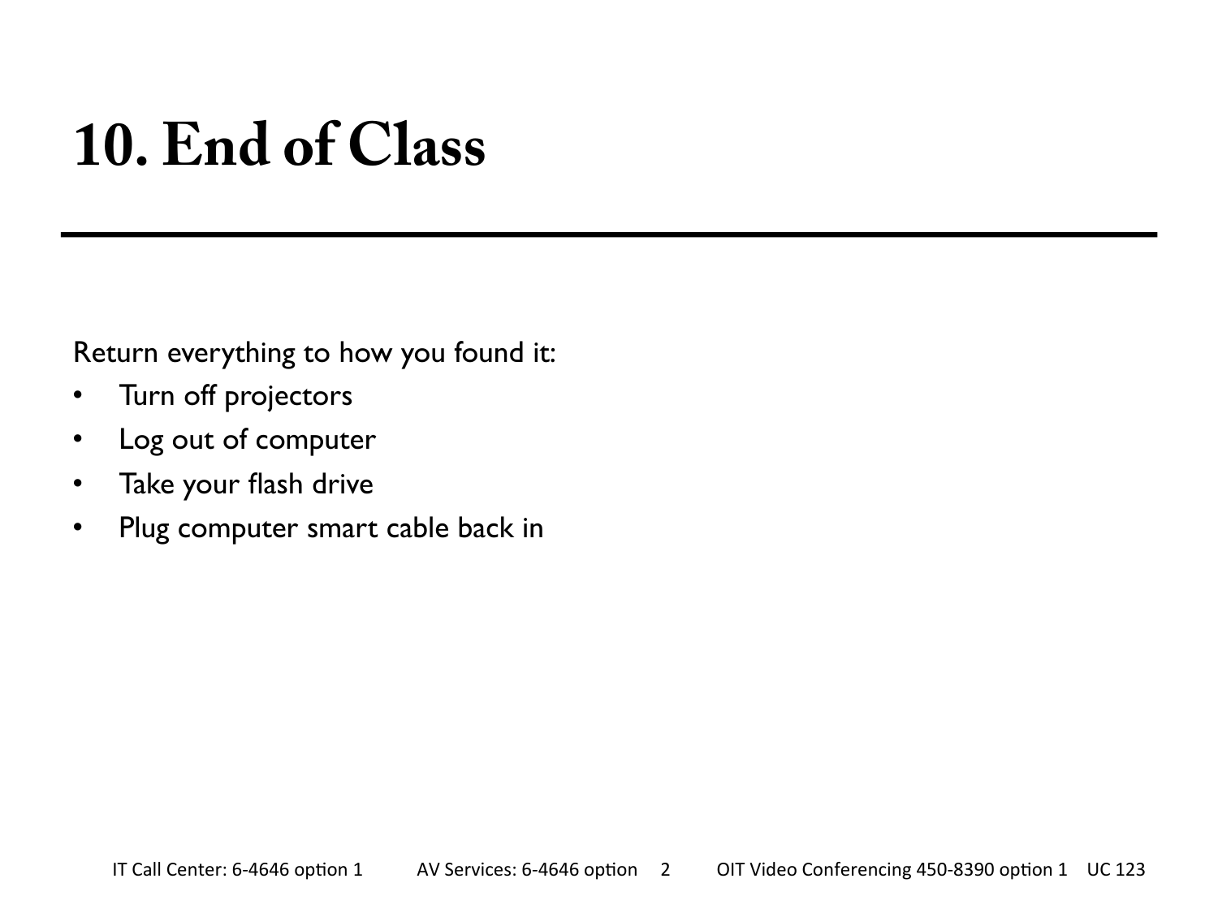# 10. End of Class

Return everything to how you found it:

- Turn off projectors
- Log out of computer
- Take your flash drive
- Plug computer smart cable back in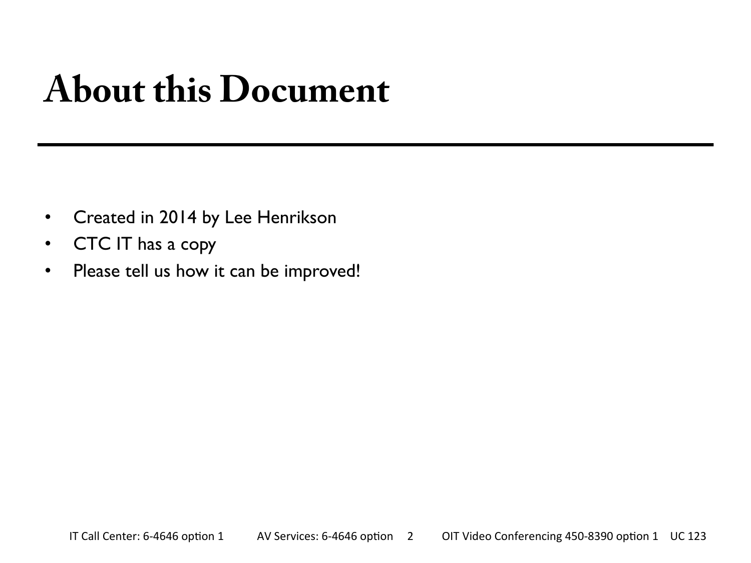# About this Document

- Created in 2014 by Lee Henrikson
- CTC IT has a copy
- Please tell us how it can be improved!